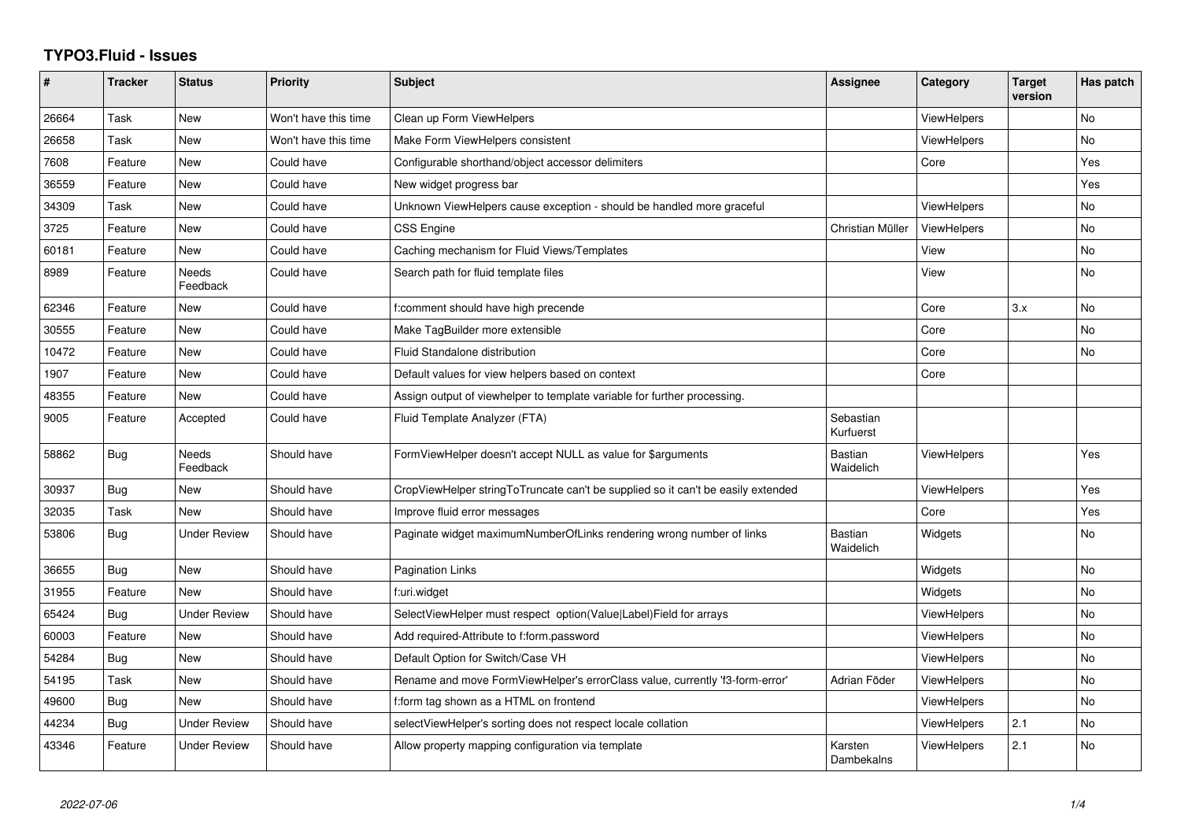# TYPO3.Fluid - Issues

| # | Tracker | Status | Priority | Subject | Assignee | Category | Target version | Has patch |
|---|---|---|---|---|---|---|---|---|
| 26664 | Task | New | Won't have this time | Clean up Form ViewHelpers | | ViewHelpers | | No |
| 26658 | Task | New | Won't have this time | Make Form ViewHelpers consistent | | ViewHelpers | | No |
| 7608 | Feature | New | Could have | Configurable shorthand/object accessor delimiters | | Core | | Yes |
| 36559 | Feature | New | Could have | New widget progress bar | | | | Yes |
| 34309 | Task | New | Could have | Unknown ViewHelpers cause exception - should be handled more graceful | | ViewHelpers | | No |
| 3725 | Feature | New | Could have | CSS Engine | Christian Müller | ViewHelpers | | No |
| 60181 | Feature | New | Could have | Caching mechanism for Fluid Views/Templates | | View | | No |
| 8989 | Feature | Needs Feedback | Could have | Search path for fluid template files | | View | | No |
| 62346 | Feature | New | Could have | f:comment should have high precende | | Core | 3.x | No |
| 30555 | Feature | New | Could have | Make TagBuilder more extensible | | Core | | No |
| 10472 | Feature | New | Could have | Fluid Standalone distribution | | Core | | No |
| 1907 | Feature | New | Could have | Default values for view helpers based on context | | Core | | |
| 48355 | Feature | New | Could have | Assign output of viewhelper to template variable for further processing. | | | | |
| 9005 | Feature | Accepted | Could have | Fluid Template Analyzer (FTA) | Sebastian Kurfuerst | | | |
| 58862 | Bug | Needs Feedback | Should have | FormViewHelper doesn't accept NULL as value for $arguments | Bastian Waidelich | ViewHelpers | | Yes |
| 30937 | Bug | New | Should have | CropViewHelper stringToTruncate can't be supplied so it can't be easily extended | | ViewHelpers | | Yes |
| 32035 | Task | New | Should have | Improve fluid error messages | | Core | | Yes |
| 53806 | Bug | Under Review | Should have | Paginate widget maximumNumberOfLinks rendering wrong number of links | Bastian Waidelich | Widgets | | No |
| 36655 | Bug | New | Should have | Pagination Links | | Widgets | | No |
| 31955 | Feature | New | Should have | f:uri.widget | | Widgets | | No |
| 65424 | Bug | Under Review | Should have | SelectViewHelper must respect option(Value\|Label)Field for arrays | | ViewHelpers | | No |
| 60003 | Feature | New | Should have | Add required-Attribute to f:form.password | | ViewHelpers | | No |
| 54284 | Bug | New | Should have | Default Option for Switch/Case VH | | ViewHelpers | | No |
| 54195 | Task | New | Should have | Rename and move FormViewHelper's errorClass value, currently 'f3-form-error' | Adrian Föder | ViewHelpers | | No |
| 49600 | Bug | New | Should have | f:form tag shown as a HTML on frontend | | ViewHelpers | | No |
| 44234 | Bug | Under Review | Should have | selectViewHelper's sorting does not respect locale collation | | ViewHelpers | 2.1 | No |
| 43346 | Feature | Under Review | Should have | Allow property mapping configuration via template | Karsten Dambekalns | ViewHelpers | 2.1 | No |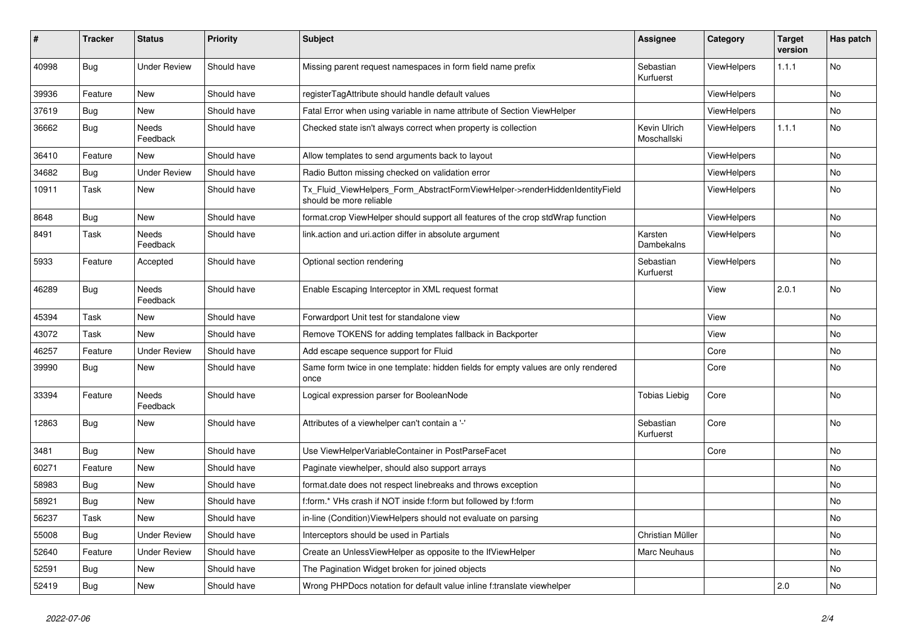| # | Tracker | Status | Priority | Subject | Assignee | Category | Target version | Has patch |
|---|---|---|---|---|---|---|---|---|
| 40998 | Bug | Under Review | Should have | Missing parent request namespaces in form field name prefix | Sebastian Kurfuerst | ViewHelpers | 1.1.1 | No |
| 39936 | Feature | New | Should have | registerTagAttribute should handle default values | | ViewHelpers | | No |
| 37619 | Bug | New | Should have | Fatal Error when using variable in name attribute of Section ViewHelper | | ViewHelpers | | No |
| 36662 | Bug | Needs Feedback | Should have | Checked state isn't always correct when property is collection | Kevin Ulrich Moschallski | ViewHelpers | 1.1.1 | No |
| 36410 | Feature | New | Should have | Allow templates to send arguments back to layout | | ViewHelpers | | No |
| 34682 | Bug | Under Review | Should have | Radio Button missing checked on validation error | | ViewHelpers | | No |
| 10911 | Task | New | Should have | Tx_Fluid_ViewHelpers_Form_AbstractFormViewHelper->renderHiddenIdentityField should be more reliable | | ViewHelpers | | No |
| 8648 | Bug | New | Should have | format.crop ViewHelper should support all features of the crop stdWrap function | | ViewHelpers | | No |
| 8491 | Task | Needs Feedback | Should have | link.action and uri.action differ in absolute argument | Karsten Dambekalns | ViewHelpers | | No |
| 5933 | Feature | Accepted | Should have | Optional section rendering | Sebastian Kurfuerst | ViewHelpers | | No |
| 46289 | Bug | Needs Feedback | Should have | Enable Escaping Interceptor in XML request format | | View | 2.0.1 | No |
| 45394 | Task | New | Should have | Forwardport Unit test for standalone view | | View | | No |
| 43072 | Task | New | Should have | Remove TOKENS for adding templates fallback in Backporter | | View | | No |
| 46257 | Feature | Under Review | Should have | Add escape sequence support for Fluid | | Core | | No |
| 39990 | Bug | New | Should have | Same form twice in one template: hidden fields for empty values are only rendered once | | Core | | No |
| 33394 | Feature | Needs Feedback | Should have | Logical expression parser for BooleanNode | Tobias Liebig | Core | | No |
| 12863 | Bug | New | Should have | Attributes of a viewhelper can't contain a '-' | Sebastian Kurfuerst | Core | | No |
| 3481 | Bug | New | Should have | Use ViewHelperVariableContainer in PostParseFacet | | Core | | No |
| 60271 | Feature | New | Should have | Paginate viewhelper, should also support arrays | | | | No |
| 58983 | Bug | New | Should have | format.date does not respect linebreaks and throws exception | | | | No |
| 58921 | Bug | New | Should have | f:form.* VHs crash if NOT inside f:form but followed by f:form | | | | No |
| 56237 | Task | New | Should have | in-line (Condition)ViewHelpers should not evaluate on parsing | | | | No |
| 55008 | Bug | Under Review | Should have | Interceptors should be used in Partials | Christian Müller | | | No |
| 52640 | Feature | Under Review | Should have | Create an UnlessViewHelper as opposite to the IfViewHelper | Marc Neuhaus | | | No |
| 52591 | Bug | New | Should have | The Pagination Widget broken for joined objects | | | | No |
| 52419 | Bug | New | Should have | Wrong PHPDocs notation for default value inline f:translate viewhelper | | | 2.0 | No |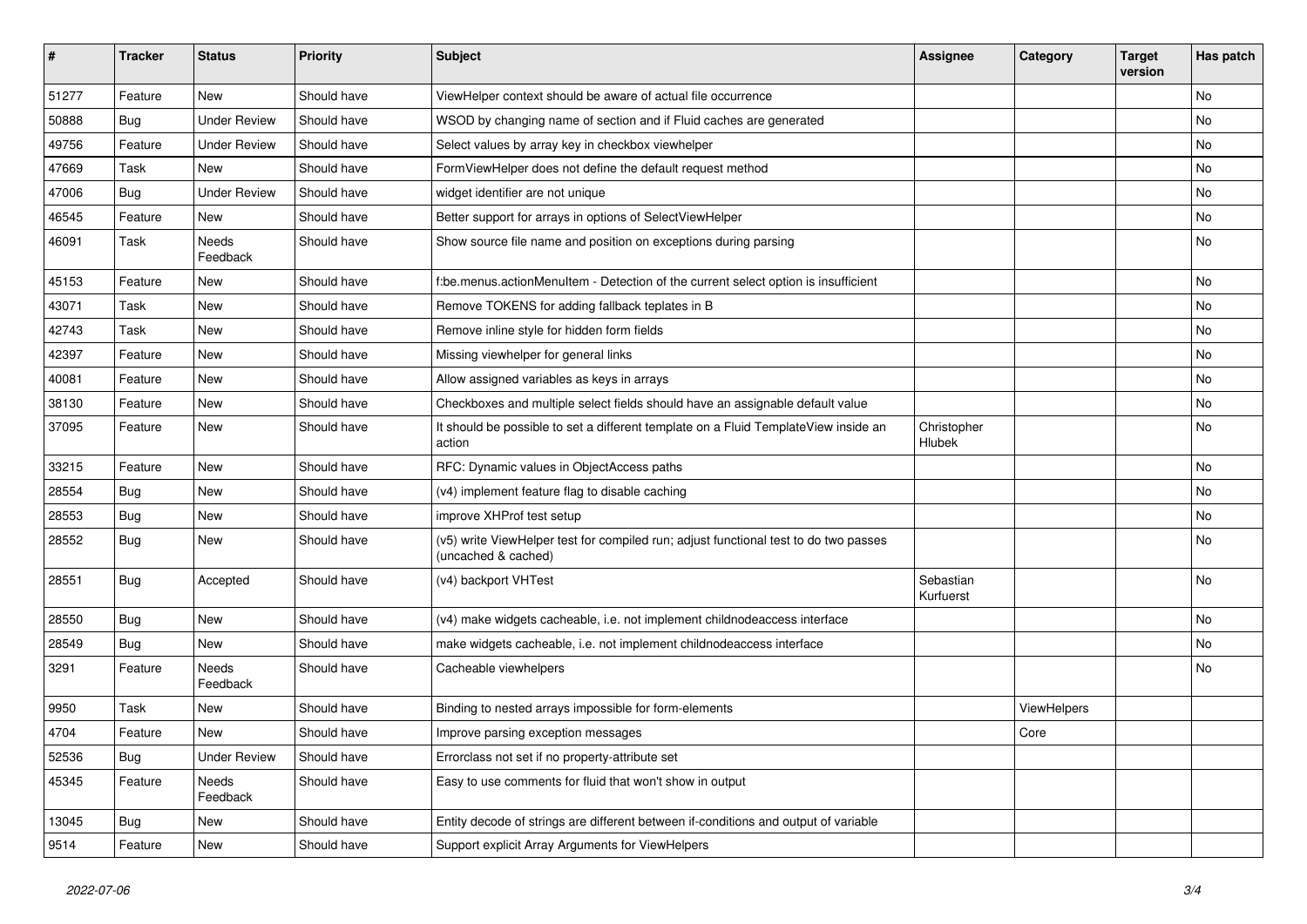| # | Tracker | Status | Priority | Subject | Assignee | Category | Target version | Has patch |
|---|---|---|---|---|---|---|---|---|
| 51277 | Feature | New | Should have | ViewHelper context should be aware of actual file occurrence | | | | No |
| 50888 | Bug | Under Review | Should have | WSOD by changing name of section and if Fluid caches are generated | | | | No |
| 49756 | Feature | Under Review | Should have | Select values by array key in checkbox viewhelper | | | | No |
| 47669 | Task | New | Should have | FormViewHelper does not define the default request method | | | | No |
| 47006 | Bug | Under Review | Should have | widget identifier are not unique | | | | No |
| 46545 | Feature | New | Should have | Better support for arrays in options of SelectViewHelper | | | | No |
| 46091 | Task | Needs Feedback | Should have | Show source file name and position on exceptions during parsing | | | | No |
| 45153 | Feature | New | Should have | f:be.menus.actionMenuItem - Detection of the current select option is insufficient | | | | No |
| 43071 | Task | New | Should have | Remove TOKENS for adding fallback teplates in B | | | | No |
| 42743 | Task | New | Should have | Remove inline style for hidden form fields | | | | No |
| 42397 | Feature | New | Should have | Missing viewhelper for general links | | | | No |
| 40081 | Feature | New | Should have | Allow assigned variables as keys in arrays | | | | No |
| 38130 | Feature | New | Should have | Checkboxes and multiple select fields should have an assignable default value | | | | No |
| 37095 | Feature | New | Should have | It should be possible to set a different template on a Fluid TemplateView inside an action | Christopher Hlubek | | | No |
| 33215 | Feature | New | Should have | RFC: Dynamic values in ObjectAccess paths | | | | No |
| 28554 | Bug | New | Should have | (v4) implement feature flag to disable caching | | | | No |
| 28553 | Bug | New | Should have | improve XHProf test setup | | | | No |
| 28552 | Bug | New | Should have | (v5) write ViewHelper test for compiled run; adjust functional test to do two passes (uncached & cached) | | | | No |
| 28551 | Bug | Accepted | Should have | (v4) backport VHTest | Sebastian Kurfuerst | | | No |
| 28550 | Bug | New | Should have | (v4) make widgets cacheable, i.e. not implement childnodeaccess interface | | | | No |
| 28549 | Bug | New | Should have | make widgets cacheable, i.e. not implement childnodeaccess interface | | | | No |
| 3291 | Feature | Needs Feedback | Should have | Cacheable viewhelpers | | | | No |
| 9950 | Task | New | Should have | Binding to nested arrays impossible for form-elements | | ViewHelpers | | |
| 4704 | Feature | New | Should have | Improve parsing exception messages | | Core | | |
| 52536 | Bug | Under Review | Should have | Errorclass not set if no property-attribute set | | | | |
| 45345 | Feature | Needs Feedback | Should have | Easy to use comments for fluid that won't show in output | | | | |
| 13045 | Bug | New | Should have | Entity decode of strings are different between if-conditions and output of variable | | | | |
| 9514 | Feature | New | Should have | Support explicit Array Arguments for ViewHelpers | | | | |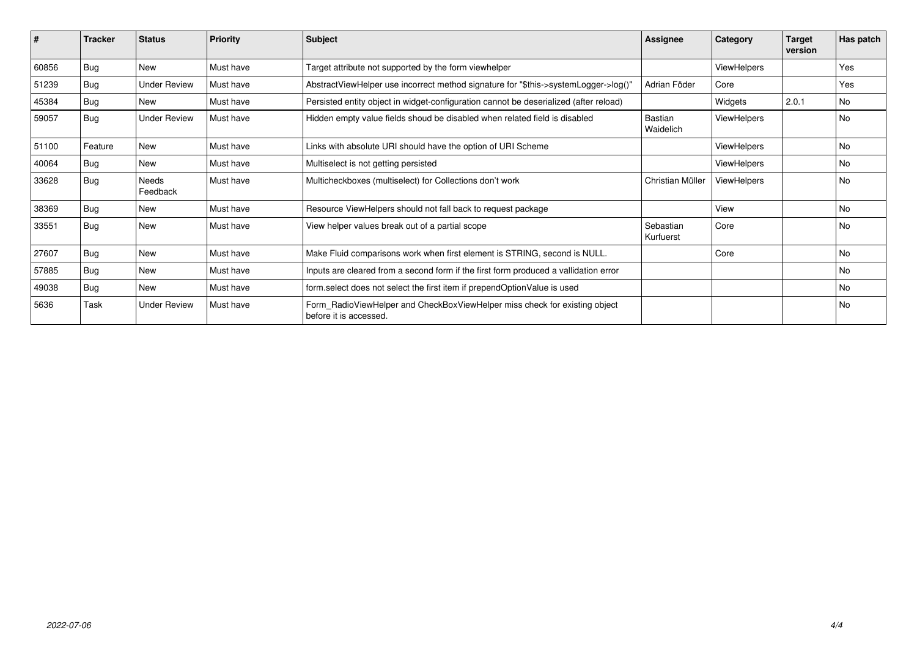| # | Tracker | Status | Priority | Subject | Assignee | Category | Target version | Has patch |
|---|---|---|---|---|---|---|---|---|
| 60856 | Bug | New | Must have | Target attribute not supported by the form viewhelper | | ViewHelpers | | Yes |
| 51239 | Bug | Under Review | Must have | AbstractViewHelper use incorrect method signature for "$this->systemLogger->log()" | Adrian Föder | Core | | Yes |
| 45384 | Bug | New | Must have | Persisted entity object in widget-configuration cannot be deserialized (after reload) | | Widgets | 2.0.1 | No |
| 59057 | Bug | Under Review | Must have | Hidden empty value fields shoud be disabled when related field is disabled | Bastian Waidelich | ViewHelpers | | No |
| 51100 | Feature | New | Must have | Links with absolute URI should have the option of URI Scheme | | ViewHelpers | | No |
| 40064 | Bug | New | Must have | Multiselect is not getting persisted | | ViewHelpers | | No |
| 33628 | Bug | Needs Feedback | Must have | Multicheckboxes (multiselect) for Collections don't work | Christian Müller | ViewHelpers | | No |
| 38369 | Bug | New | Must have | Resource ViewHelpers should not fall back to request package | | View | | No |
| 33551 | Bug | New | Must have | View helper values break out of a partial scope | Sebastian Kurfuerst | Core | | No |
| 27607 | Bug | New | Must have | Make Fluid comparisons work when first element is STRING, second is NULL. | | Core | | No |
| 57885 | Bug | New | Must have | Inputs are cleared from a second form if the first form produced a vallidation error | | | | No |
| 49038 | Bug | New | Must have | form.select does not select the first item if prependOptionValue is used | | | | No |
| 5636 | Task | Under Review | Must have | Form_RadioViewHelper and CheckBoxViewHelper miss check for existing object before it is accessed. | | | | No |

*2022-07-06*